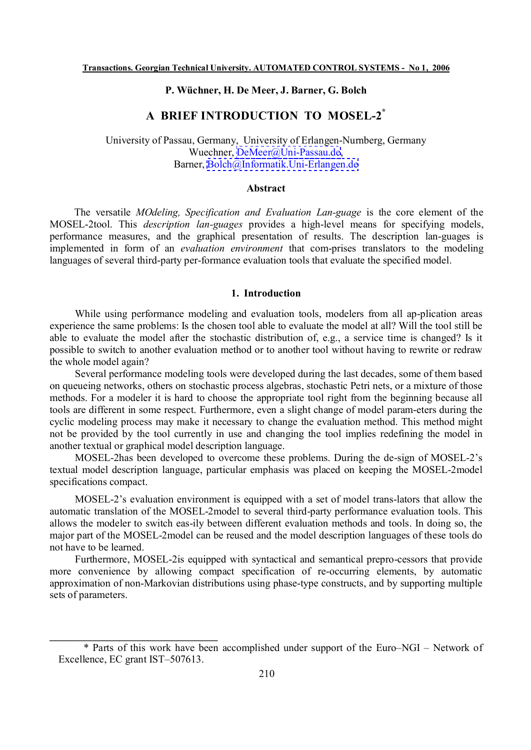P. Wüchner, H. De Meer, J. Barner, G. Bolch

# A BRIEF INTRODUCTION TO MOSEL-2*

University of Passau, Germany, University of Erlangen-Nurnberg, Germany
Wuechner, DeMeer@Uni-Passau.de,
Barner, Bolch@Informatik.Uni-Erlangen.de

## Abstract

The versatile *MOdeling, Specification and Evaluation Lan-guage* is the core element of the MOSEL-2tool. This *description lan-guages* provides a high-level means for specifying models, performance measures, and the graphical presentation of results. The description lan-guages is implemented in form of an *evaluation environment* that com-prises translators to the modeling languages of several third-party per-formance evaluation tools that evaluate the specified model.

## 1. Introduction

While using performance modeling and evaluation tools, modelers from all ap-plication areas experience the same problems: Is the chosen tool able to evaluate the model at all? Will the tool still be able to evaluate the model after the stochastic distribution of, e.g., a service time is changed? Is it possible to switch to another evaluation method or to another tool without having to rewrite or redraw the whole model again?

Several performance modeling tools were developed during the last decades, some of them based on queueing networks, others on stochastic process algebras, stochastic Petri nets, or a mixture of those methods. For a modeler it is hard to choose the appropriate tool right from the beginning because all tools are different in some respect. Furthermore, even a slight change of model param-eters during the cyclic modeling process may make it necessary to change the evaluation method. This method might not be provided by the tool currently in use and changing the tool implies redefining the model in another textual or graphical model description language.

MOSEL-2has been developed to overcome these problems. During the de-sign of MOSEL-2's textual model description language, particular emphasis was placed on keeping the MOSEL-2model specifications compact.

MOSEL-2's evaluation environment is equipped with a set of model trans-lators that allow the automatic translation of the MOSEL-2model to several third-party performance evaluation tools. This allows the modeler to switch eas-ily between different evaluation methods and tools. In doing so, the major part of the MOSEL-2model can be reused and the model description languages of these tools do not have to be learned.

Furthermore, MOSEL-2is equipped with syntactical and semantical prepro-cessors that provide more convenience by allowing compact specification of re-occurring elements, by automatic approximation of non-Markovian distributions using phase-type constructs, and by supporting multiple sets of parameters.

---

* Parts of this work have been accomplished under support of the Euro–NGI – Network of Excellence, EC grant IST–507613.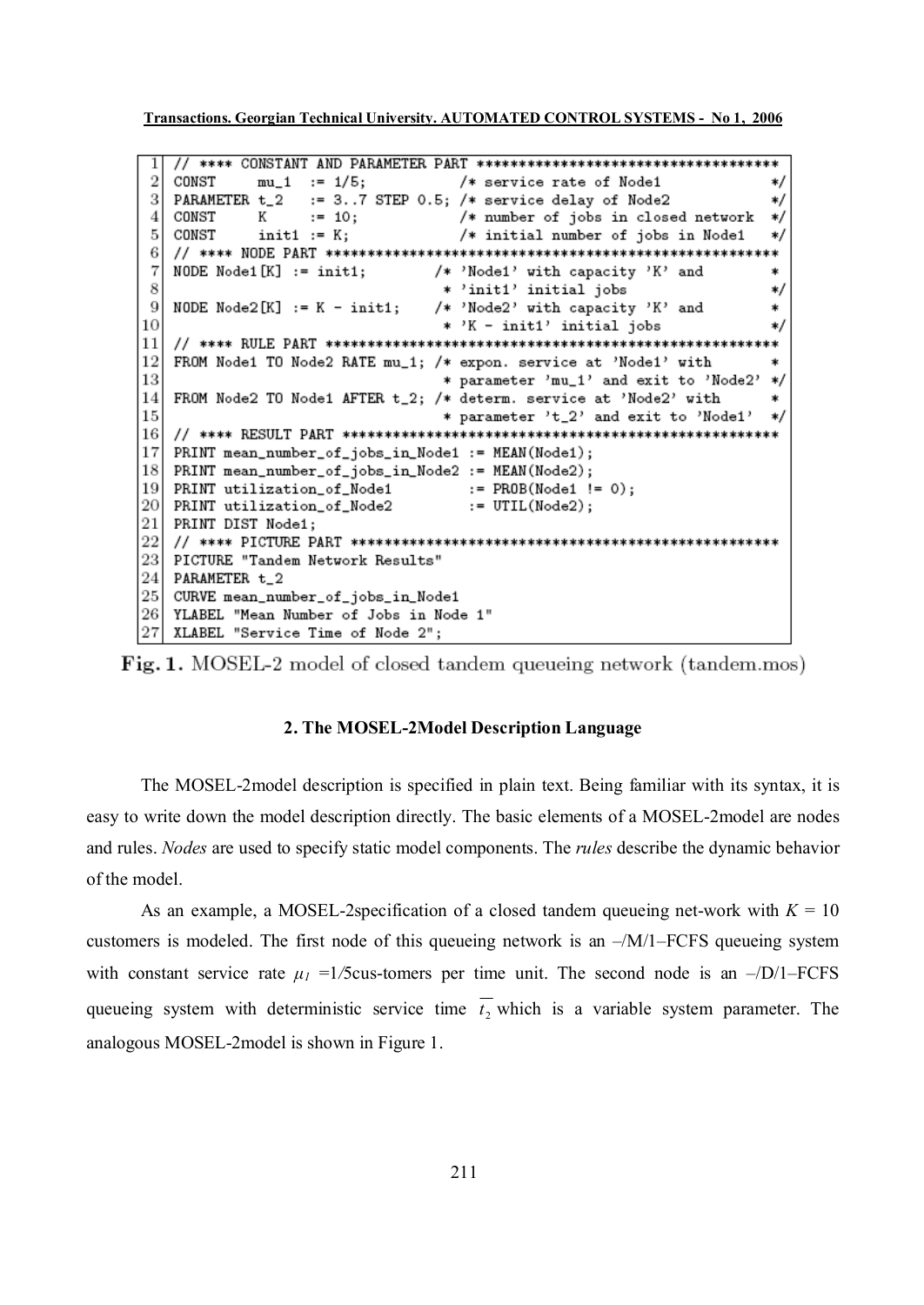```
 1 // **** CONSTANT AND PARAMETER PART ************************************
 2 CONST     mu_1  := 1/5;           /* service rate of Node1              */
 3 PARAMETER t_2   := 3..7 STEP 0.5; /* service delay of Node2             */
 4 CONST     K     := 10;            /* number of jobs in closed network   */
 5 CONST     init1 := K;             /* initial number of jobs in Node1    */
 6 // **** NODE PART *****************************************************
 7 NODE Node1[K] := init1;          /* 'Node1' with capacity 'K' and       *
 8                                   * 'init1' initial jobs                */
 9 NODE Node2[K] := K - init1;      /* 'Node2' with capacity 'K' and       *
10                                   * 'K - init1' initial jobs            */
11 // **** RULE PART *****************************************************
12 FROM Node1 TO Node2 RATE mu_1; /* expon. service at 'Node1' with       *
13                                 * parameter 'mu_1' and exit to 'Node2' */
14 FROM Node2 TO Node1 AFTER t_2; /* determ. service at 'Node2' with      *
15                                 * parameter 't_2' and exit to 'Node1'  */
16 // **** RESULT PART ***************************************************
17 PRINT mean_number_of_jobs_in_Node1 := MEAN(Node1);
18 PRINT mean_number_of_jobs_in_Node2 := MEAN(Node2);
19 PRINT utilization_of_Node1         := PROB(Node1 != 0);
20 PRINT utilization_of_Node2         := UTIL(Node2);
21 PRINT DIST Node1;
22 // **** PICTURE PART **************************************************
23 PICTURE "Tandem Network Results"
24 PARAMETER t_2
25 CURVE mean_number_of_jobs_in_Node1
26 YLABEL "Mean Number of Jobs in Node 1"
27 XLABEL "Service Time of Node 2";
```

**Fig. 1.** MOSEL-2 model of closed tandem queueing network (tandem.mos)

## 2. The MOSEL-2Model Description Language

The MOSEL-2model description is specified in plain text. Being familiar with its syntax, it is easy to write down the model description directly. The basic elements of a MOSEL-2model are nodes and rules. *Nodes* are used to specify static model components. The *rules* describe the dynamic behavior of the model.

As an example, a MOSEL-2specification of a closed tandem queueing net-work with $K = 10$ customers is modeled. The first node of this queueing network is an –/M/1–FCFS queueing system with constant service rate $\mu_1 = 1/5$cus-tomers per time unit. The second node is an –/D/1–FCFS queueing system with deterministic service time $\overline{t_2}$ which is a variable system parameter. The analogous MOSEL-2model is shown in Figure 1.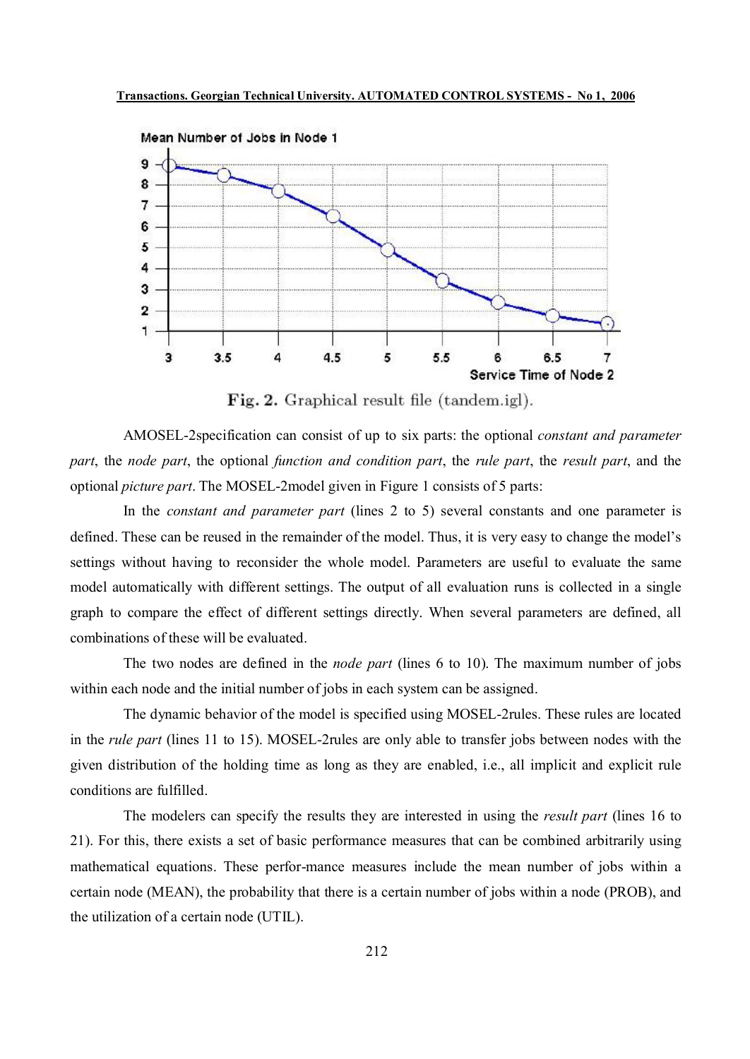Fig. 2. Graphical result file (tandem.igl).

AMOSEL-2specification can consist of up to six parts: the optional *constant and parameter part*, the *node part*, the optional *function and condition part*, the *rule part*, the *result part*, and the optional *picture part*. The MOSEL-2model given in Figure 1 consists of 5 parts:

In the *constant and parameter part* (lines 2 to 5) several constants and one parameter is defined. These can be reused in the remainder of the model. Thus, it is very easy to change the model's settings without having to reconsider the whole model. Parameters are useful to evaluate the same model automatically with different settings. The output of all evaluation runs is collected in a single graph to compare the effect of different settings directly. When several parameters are defined, all combinations of these will be evaluated.

The two nodes are defined in the *node part* (lines 6 to 10). The maximum number of jobs within each node and the initial number of jobs in each system can be assigned.

The dynamic behavior of the model is specified using MOSEL-2rules. These rules are located in the *rule part* (lines 11 to 15). MOSEL-2rules are only able to transfer jobs between nodes with the given distribution of the holding time as long as they are enabled, i.e., all implicit and explicit rule conditions are fulfilled.

The modelers can specify the results they are interested in using the *result part* (lines 16 to 21). For this, there exists a set of basic performance measures that can be combined arbitrarily using mathematical equations. These perfor-mance measures include the mean number of jobs within a certain node (MEAN), the probability that there is a certain number of jobs within a node (PROB), and the utilization of a certain node (UTIL).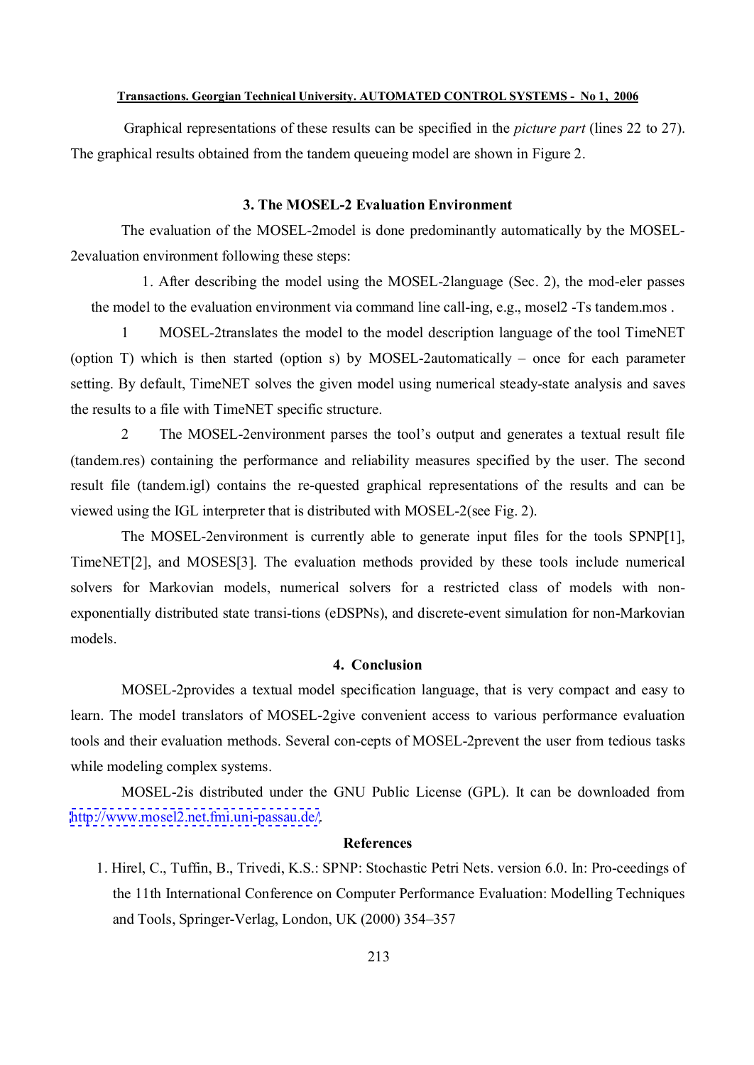Graphical representations of these results can be specified in the *picture part* (lines 22 to 27). The graphical results obtained from the tandem queueing model are shown in Figure 2.

### 3. The MOSEL-2 Evaluation Environment

The evaluation of the MOSEL-2model is done predominantly automatically by the MOSEL-2evaluation environment following these steps:

1. After describing the model using the MOSEL-2language (Sec. 2), the mod-eler passes the model to the evaluation environment via command line call-ing, e.g., mosel2 -Ts tandem.mos .

1 MOSEL-2translates the model to the model description language of the tool TimeNET (option T) which is then started (option s) by MOSEL-2automatically – once for each parameter setting. By default, TimeNET solves the given model using numerical steady-state analysis and saves the results to a file with TimeNET specific structure.

2 The MOSEL-2environment parses the tool's output and generates a textual result file (tandem.res) containing the performance and reliability measures specified by the user. The second result file (tandem.igl) contains the re-quested graphical representations of the results and can be viewed using the IGL interpreter that is distributed with MOSEL-2(see Fig. 2).

The MOSEL-2environment is currently able to generate input files for the tools SPNP[1], TimeNET[2], and MOSES[3]. The evaluation methods provided by these tools include numerical solvers for Markovian models, numerical solvers for a restricted class of models with non-exponentially distributed state transi-tions (eDSPNs), and discrete-event simulation for non-Markovian models.

### 4. Conclusion

MOSEL-2provides a textual model specification language, that is very compact and easy to learn. The model translators of MOSEL-2give convenient access to various performance evaluation tools and their evaluation methods. Several con-cepts of MOSEL-2prevent the user from tedious tasks while modeling complex systems.

MOSEL-2is distributed under the GNU Public License (GPL). It can be downloaded from http://www.mosel2.net.fmi.uni-passau.de/.

### References

1. Hirel, C., Tuffin, B., Trivedi, K.S.: SPNP: Stochastic Petri Nets. version 6.0. In: Pro-ceedings of the 11th International Conference on Computer Performance Evaluation: Modelling Techniques and Tools, Springer-Verlag, London, UK (2000) 354–357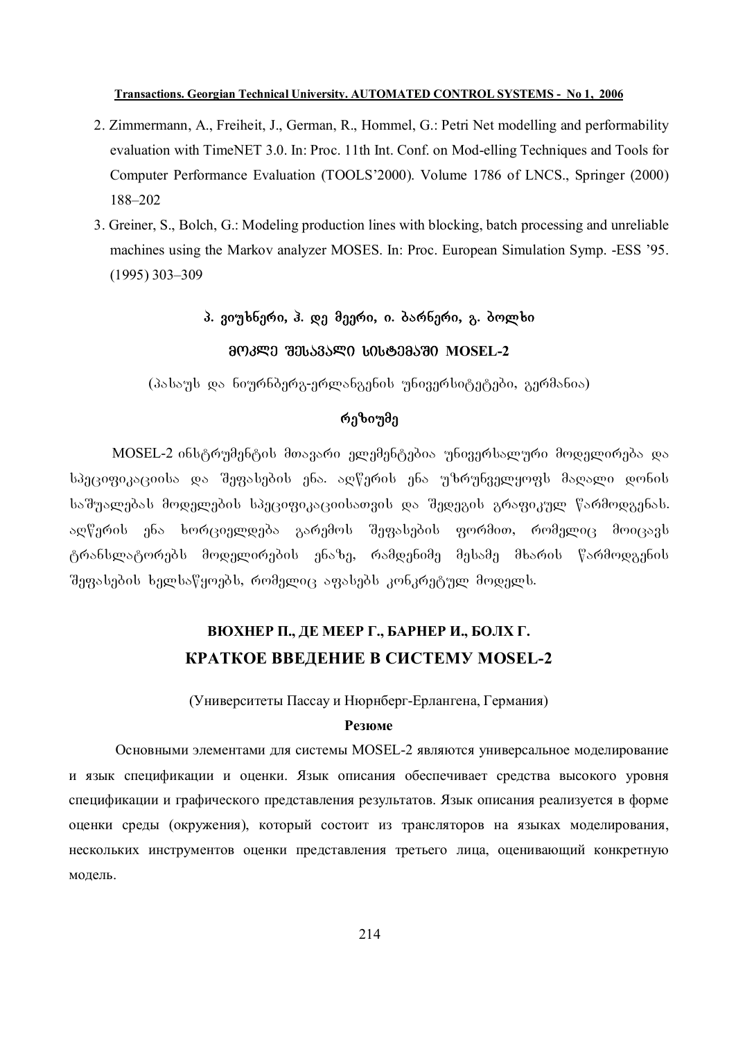2. Zimmermann, A., Freiheit, J., German, R., Hommel, G.: Petri Net modelling and performability evaluation with TimeNET 3.0. In: Proc. 11th Int. Conf. on Mod-elling Techniques and Tools for Computer Performance Evaluation (TOOLS'2000). Volume 1786 of LNCS., Springer (2000) 188–202
3. Greiner, S., Bolch, G.: Modeling production lines with blocking, batch processing and unreliable machines using the Markov analyzer MOSES. In: Proc. European Simulation Symp. -ESS '95. (1995) 303–309

**პ. ვიუხნერი, ჰ. დე მეერი, ი. ბარნერი, გ. ბოლხი**

**მოკლე შესავალი სისტემაში MOSEL-2**

(პასაუს და ნიურნბერგ-ერლანგენის უნივერსიტეტები, გერმანია)

**რეზიუმე**

MOSEL-2 ინსტრუმენტის მთავარი ელემენტებია უნივერსალური მოდელირება და სპეციფიკაციისა და შეფასების ენა. აღწერის ენა უზრუნველყოფს მაღალი დონის საშუალებას მოდელების სპეციფიკაციისათვის და შედეგის გრაფიკულ წარმოდგენას. აღწერის ენა ხორციელდება გარემოს შეფასების ფორმით, რომელიც მოიცავს ტრანსლატორებს მოდელირების ენაზე, რამდენიმე მესამე მხარის წარმოდგენის შეფასების ხელსაწყოებს, რომელიც აფასებს კონკრეტულ მოდელს.

**ВЮХНЕР П., ДЕ МЕЕР Г., БАРНЕР И., БОЛХ Г.**

**КРАТКОЕ ВВЕДЕНИЕ В СИСТЕМУ MOSEL-2**

(Университеты Пассау и Нюрнберг-Ерлангена, Германия)

**Резюме**

Основными элементами для системы MOSEL-2 являются универсальное моделирование и язык спецификации и оценки. Язык описания обеспечивает средства высокого уровня спецификации и графического представления результатов. Язык описания реализуется в форме оценки среды (окружения), который состоит из трансляторов на языках моделирования, нескольких инструментов оценки представления третьего лица, оценивающий конкретную модель.